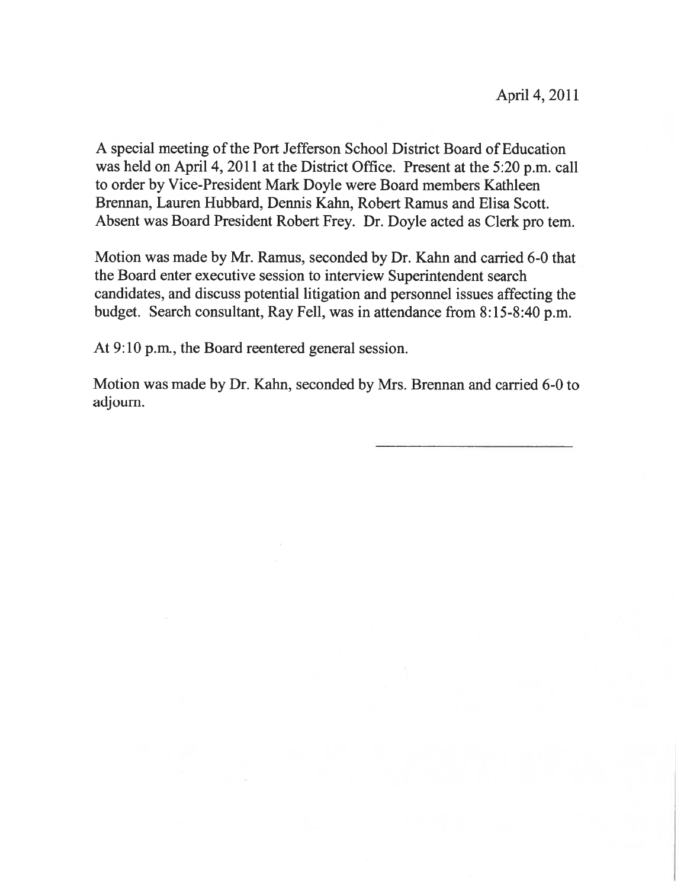April 4, 2011

A special meeting of the Port Jefferson School District Board of Education was held on April 4, 2011 at the District Office. Present at the 5:20 p.m. call to order by Vice-President Mark Doyle were Board members Kathleen Brennan, Lauren Hubbard, Dennis Kahn, Robert Ramus and Elisa Scott. Absent was Board President Robert Frey. Dr. Doyle acted as Clerk pro tem.

Motion was made by Mr. Ramus, seconded by Dr. Kahn and carried 6-0 that the Board enter executive session to interview Superintendent search candidates, and discuss potential litigation and personnel issues affecting the budget. Search consultant, Ray Fell, was in attendance from 8:15-8:40 p.m.

At 9:10 p.m., the Board reentered general session.

Motion was made by Dr. Kahn, seconded by Mrs. Brennan and carried 6-0 to adjourn.

\_\_\_\_\_\_\_\_\_\_\_\_\_\_\_\_\_\_\_\_\_\_\_\_\_\_\_\_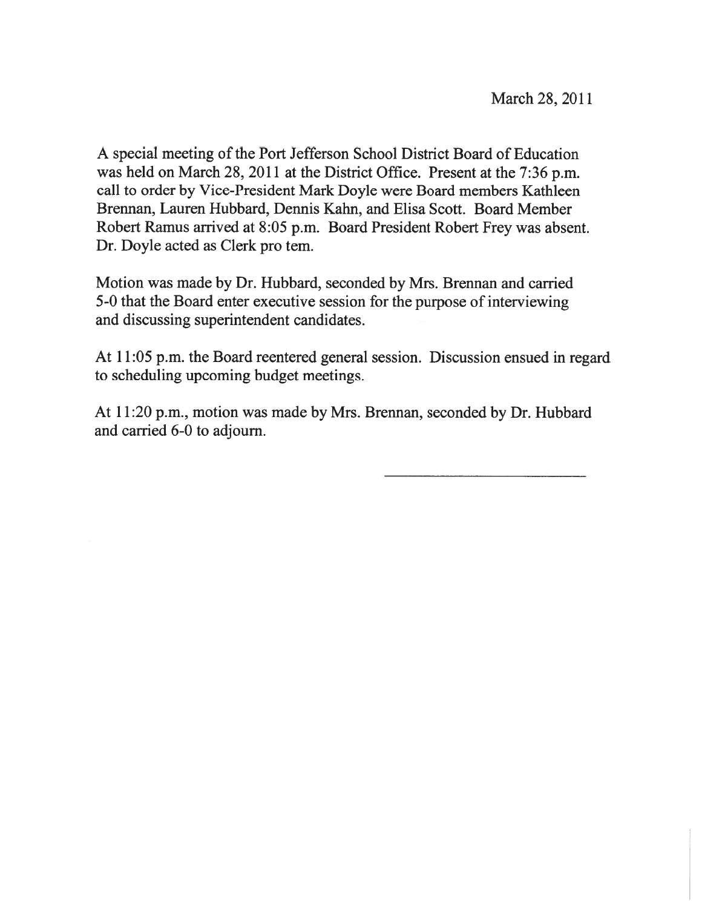March 28, 2011

A special meeting of the Port Jefferson School District Board of Education was held on March 28, 2011 at the District Office. Present at the 7:36 p.m. call to order by Vice-President Mark Doyle were Board members Kathleen Brennan, Lauren Hubbard, Dennis Kahn, and Elisa Scott. Board Member Robert Ramus arrived at 8:05 p.m. Board President Robert Frey was absent. Dr. Doyle acted as Clerk pro tem.

Motion was made by Dr. Hubbard, seconded by Mrs. Brennan and carried 5-0 that the Board enter executive session for the purpose of interviewing and discussing superintendent candidates.

At 11:05 p.m. the Board reentered general session. Discussion ensued in regard to scheduling upcoming budget meetings.

At 11:20 p.m., motion was made by Mrs. Brennan, seconded by Dr. Hubbard and carried 6-0 to adjourn.

\_\_\_\_\_\_\_\_\_\_\_\_\_\_\_\_\_\_\_\_\_\_\_\_\_\_\_\_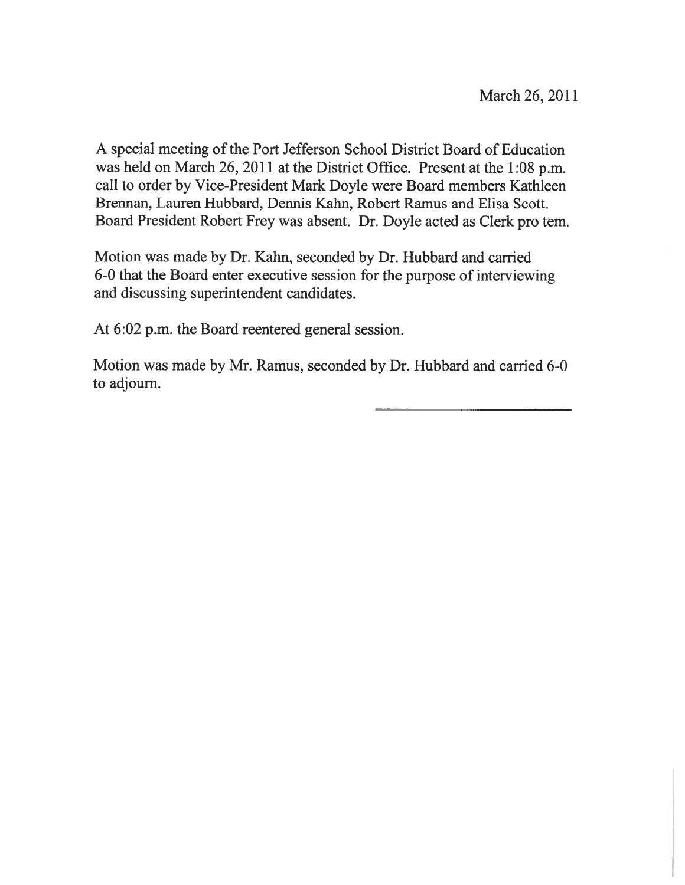March 26, 2011

A special meeting of the Port Jefferson School District Board of Education was held on March 26, 2011 at the District Office. Present at the 1:08 p.m. call to order by Vice-President Mark Doyle were Board members Kathleen Brennan, Lauren Hubbard, Dennis Kahn, Robert Ramus and Elisa Scott. Board President Robert Frey was absent. Dr. Doyle acted as Clerk pro tem.

Motion was made by Dr. Kahn, seconded by Dr. Hubbard and carried 6-0 that the Board enter executive session for the purpose of interviewing and discussing superintendent candidates.

At 6:02 p.m. the Board reentered general session.

Motion was made by Mr. Ramus, seconded by Dr. Hubbard and carried 6-0 to adjourn.

\_\_\_\_\_\_\_\_\_\_\_\_\_\_\_\_\_\_\_\_\_\_\_\_\_\_\_\_\_\_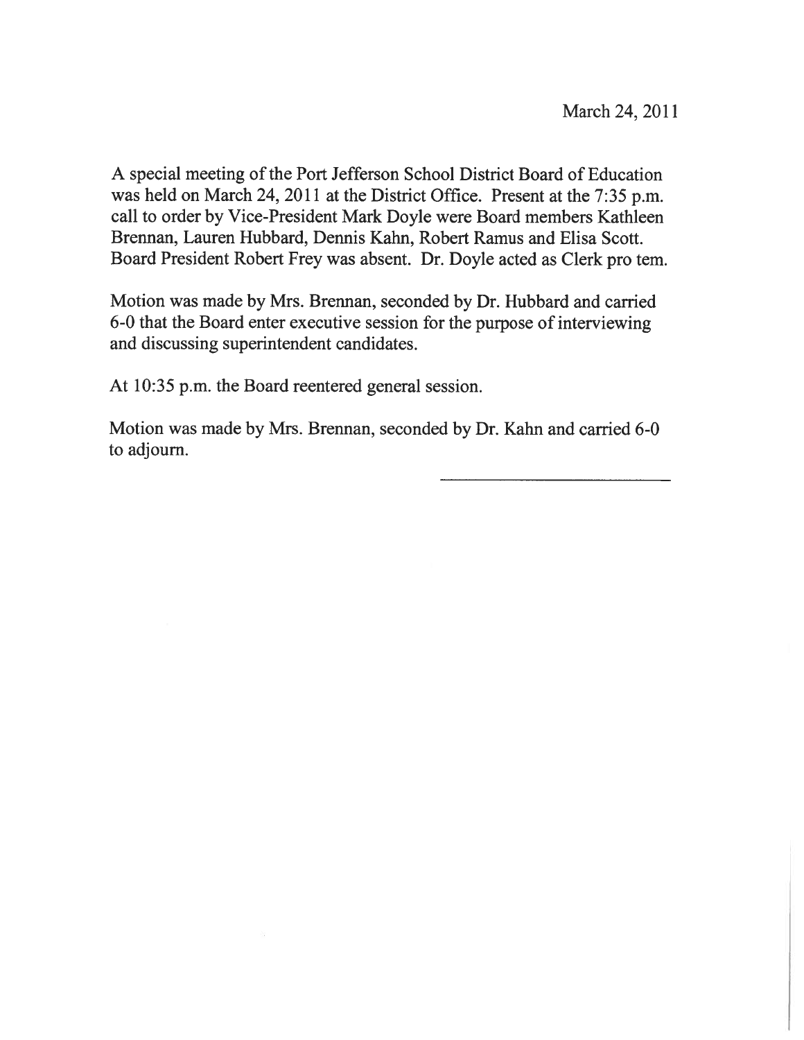March 24, 2011

A special meeting of the Port Jefferson School District Board of Education was held on March 24, 2011 at the District Office. Present at the 7:35 p.m. call to order by Vice-President Mark Doyle were Board members Kathleen Brennan, Lauren Hubbard, Dennis Kahn, Robert Ramus and Elisa Scott. Board President Robert Frey was absent. Dr. Doyle acted as Clerk pro tem.

Motion was made by Mrs. Brennan, seconded by Dr. Hubbard and carried 6-0 that the Board enter executive session for the purpose of interviewing and discussing superintendent candidates.

At 10:35 p.m. the Board reentered general session.

Motion was made by Mrs. Brennan, seconded by Dr. Kahn and carried 6-0 to adjourn.

\_\_\_\_\_\_\_\_\_\_\_\_\_\_\_\_\_\_\_\_\_\_\_\_\_\_\_\_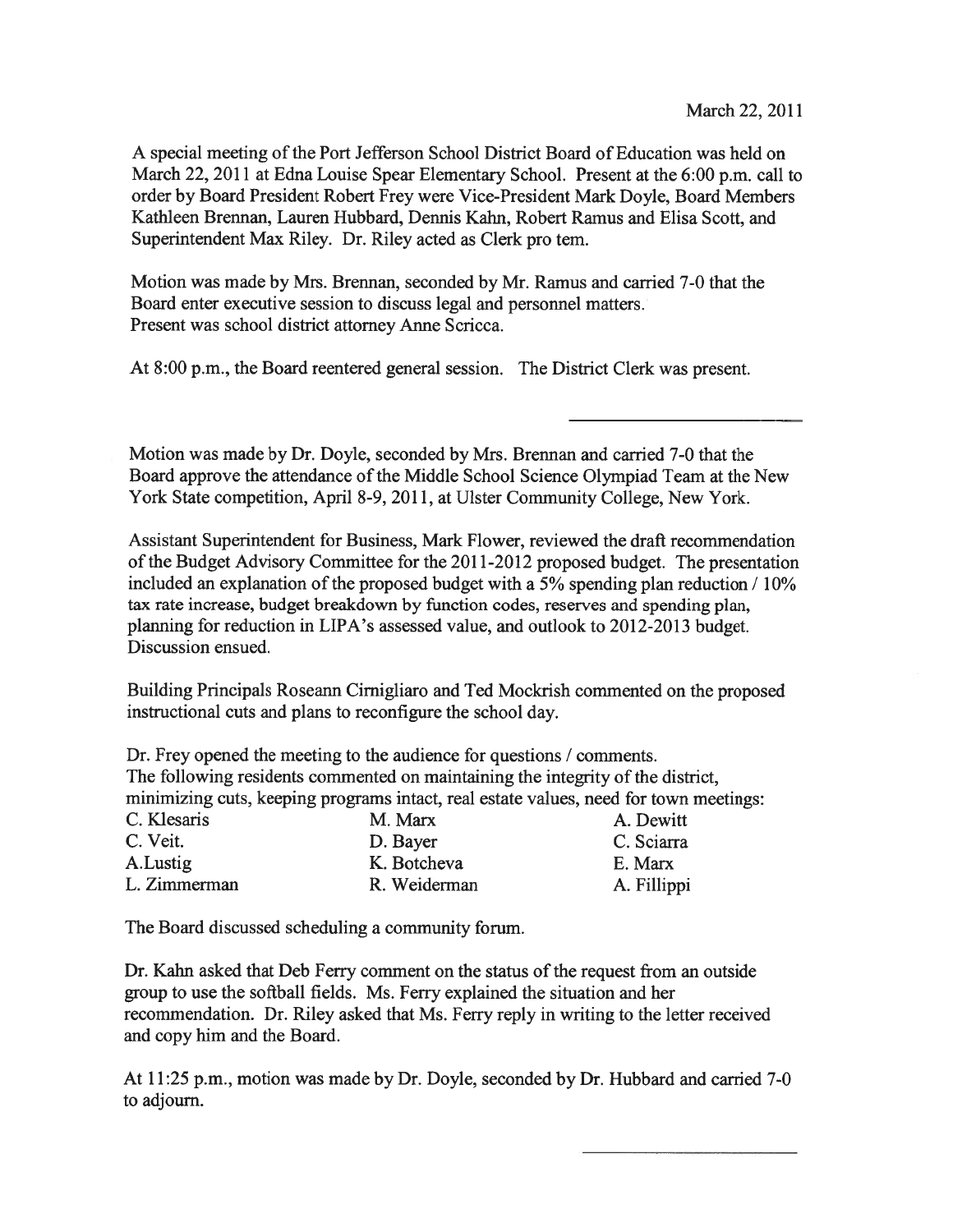March 22, 2011

A special meeting of the Port Jefferson School District Board of Education was held on March 22, 2011 at Edna Louise Spear Elementary School. Present at the 6:00 p.m. call to order by Board President Robert Frey were Vice-President Mark Doyle, Board Members Kathleen Brennan, Lauren Hubbard, Dennis Kahn, Robert Ramus and Elisa Scott, and Superintendent Max Riley. Dr. Riley acted as Clerk pro tem.

Motion was made by Mrs. Brennan, seconded by Mr. Ramus and carried 7-0 that the Board enter executive session to discuss legal and personnel matters.
Present was school district attorney Anne Scricca.

At 8:00 p.m., the Board reentered general session. The District Clerk was present.

---

Motion was made by Dr. Doyle, seconded by Mrs. Brennan and carried 7-0 that the Board approve the attendance of the Middle School Science Olympiad Team at the New York State competition, April 8-9, 2011, at Ulster Community College, New York.

Assistant Superintendent for Business, Mark Flower, reviewed the draft recommendation of the Budget Advisory Committee for the 2011-2012 proposed budget. The presentation included an explanation of the proposed budget with a 5% spending plan reduction / 10% tax rate increase, budget breakdown by function codes, reserves and spending plan, planning for reduction in LIPA's assessed value, and outlook to 2012-2013 budget. Discussion ensued.

Building Principals Roseann Cirnigliaro and Ted Mockrish commented on the proposed instructional cuts and plans to reconfigure the school day.

Dr. Frey opened the meeting to the audience for questions / comments.
The following residents commented on maintaining the integrity of the district, minimizing cuts, keeping programs intact, real estate values, need for town meetings:

| | | |
|---|---|---|
| C. Klesaris | M. Marx | A. Dewitt |
| C. Veit. | D. Bayer | C. Sciarra |
| A.Lustig | K. Botcheva | E. Marx |
| L. Zimmerman | R. Weiderman | A. Fillippi |

The Board discussed scheduling a community forum.

Dr. Kahn asked that Deb Ferry comment on the status of the request from an outside group to use the softball fields. Ms. Ferry explained the situation and her recommendation. Dr. Riley asked that Ms. Ferry reply in writing to the letter received and copy him and the Board.

At 11:25 p.m., motion was made by Dr. Doyle, seconded by Dr. Hubbard and carried 7-0 to adjourn.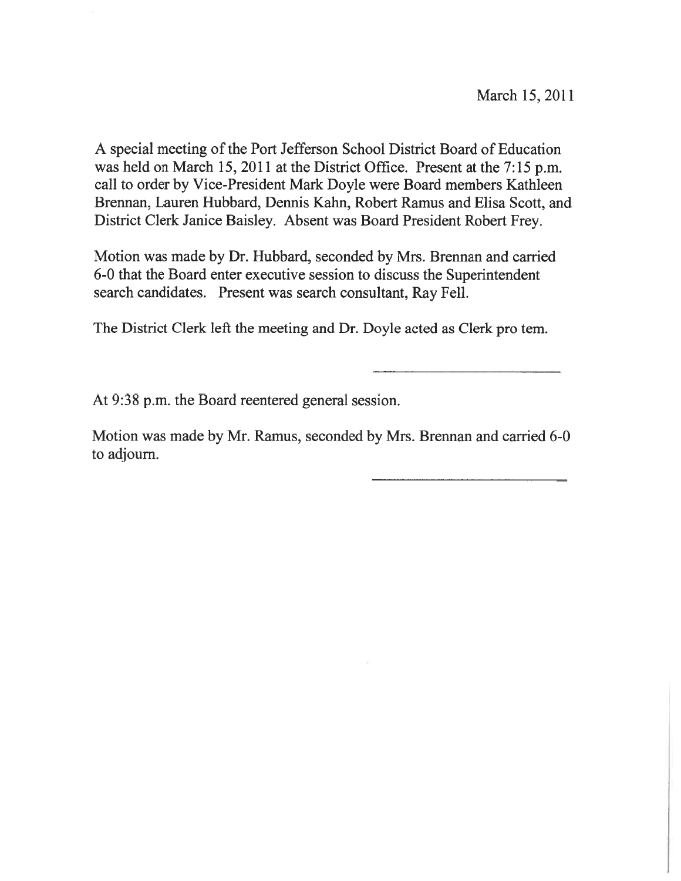March 15, 2011

A special meeting of the Port Jefferson School District Board of Education was held on March 15, 2011 at the District Office. Present at the 7:15 p.m. call to order by Vice-President Mark Doyle were Board members Kathleen Brennan, Lauren Hubbard, Dennis Kahn, Robert Ramus and Elisa Scott, and District Clerk Janice Baisley. Absent was Board President Robert Frey.

Motion was made by Dr. Hubbard, seconded by Mrs. Brennan and carried 6-0 that the Board enter executive session to discuss the Superintendent search candidates. Present was search consultant, Ray Fell.

The District Clerk left the meeting and Dr. Doyle acted as Clerk pro tem.

---

At 9:38 p.m. the Board reentered general session.

Motion was made by Mr. Ramus, seconded by Mrs. Brennan and carried 6-0 to adjourn.

---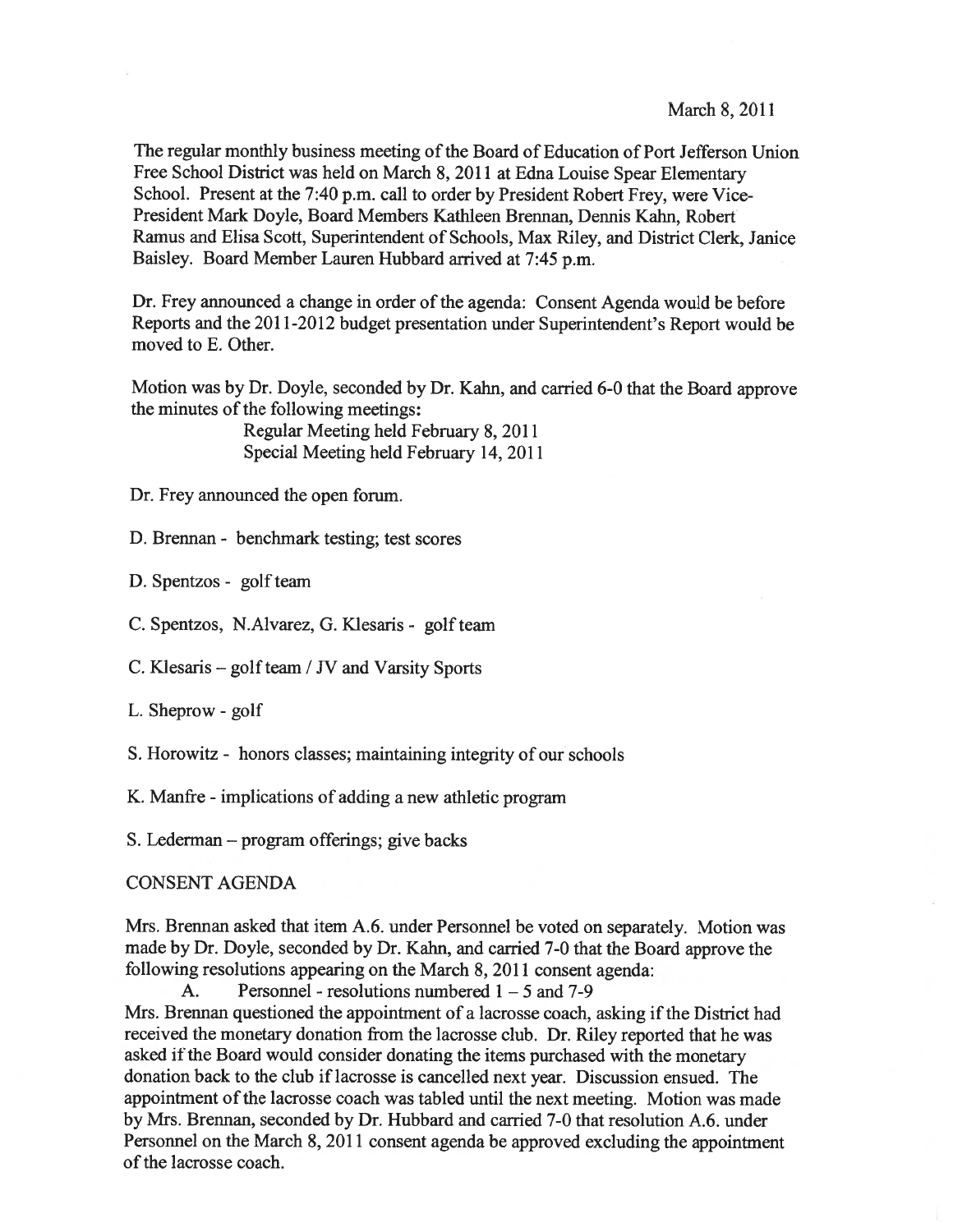March 8, 2011

The regular monthly business meeting of the Board of Education of Port Jefferson Union Free School District was held on March 8, 2011 at Edna Louise Spear Elementary School. Present at the 7:40 p.m. call to order by President Robert Frey, were Vice-President Mark Doyle, Board Members Kathleen Brennan, Dennis Kahn, Robert Ramus and Elisa Scott, Superintendent of Schools, Max Riley, and District Clerk, Janice Baisley. Board Member Lauren Hubbard arrived at 7:45 p.m.

Dr. Frey announced a change in order of the agenda: Consent Agenda would be before Reports and the 2011-2012 budget presentation under Superintendent's Report would be moved to E. Other.

Motion was by Dr. Doyle, seconded by Dr. Kahn, and carried 6-0 that the Board approve the minutes of the following meetings:

Regular Meeting held February 8, 2011
Special Meeting held February 14, 2011

Dr. Frey announced the open forum.

D. Brennan - benchmark testing; test scores

D. Spentzos - golf team

C. Spentzos, N.Alvarez, G. Klesaris - golf team

C. Klesaris – golf team / JV and Varsity Sports

L. Sheprow - golf

S. Horowitz - honors classes; maintaining integrity of our schools

K. Manfre - implications of adding a new athletic program

S. Lederman – program offerings; give backs

CONSENT AGENDA

Mrs. Brennan asked that item A.6. under Personnel be voted on separately. Motion was made by Dr. Doyle, seconded by Dr. Kahn, and carried 7-0 that the Board approve the following resolutions appearing on the March 8, 2011 consent agenda:

A. Personnel - resolutions numbered 1 – 5 and 7-9

Mrs. Brennan questioned the appointment of a lacrosse coach, asking if the District had received the monetary donation from the lacrosse club. Dr. Riley reported that he was asked if the Board would consider donating the items purchased with the monetary donation back to the club if lacrosse is cancelled next year. Discussion ensued. The appointment of the lacrosse coach was tabled until the next meeting. Motion was made by Mrs. Brennan, seconded by Dr. Hubbard and carried 7-0 that resolution A.6. under Personnel on the March 8, 2011 consent agenda be approved excluding the appointment of the lacrosse coach.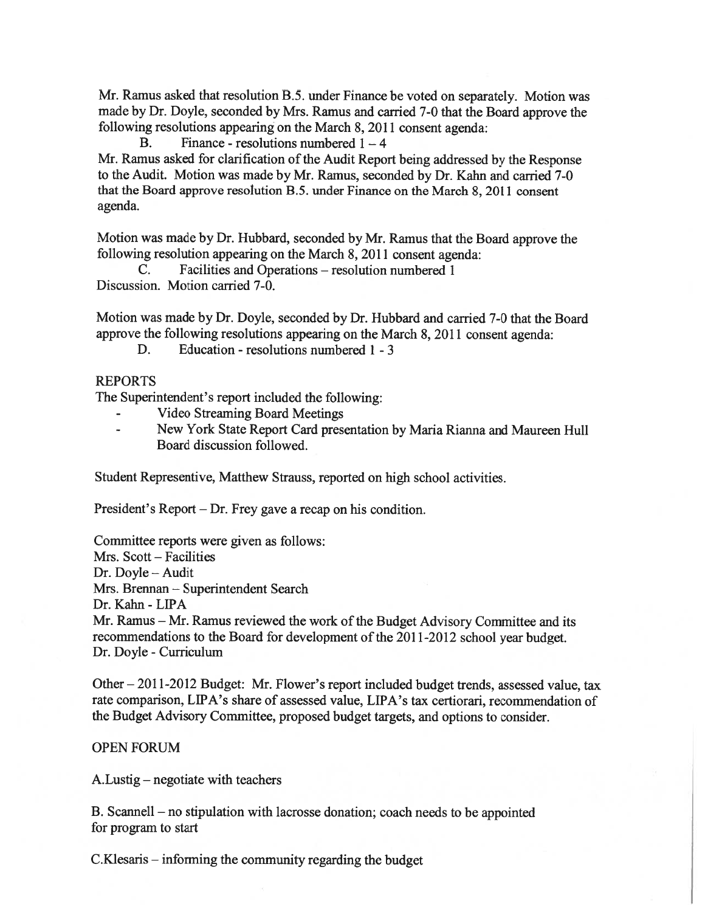Mr. Ramus asked that resolution B.5. under Finance be voted on separately. Motion was made by Dr. Doyle, seconded by Mrs. Ramus and carried 7-0 that the Board approve the following resolutions appearing on the March 8, 2011 consent agenda:

B. Finance - resolutions numbered 1 – 4

Mr. Ramus asked for clarification of the Audit Report being addressed by the Response to the Audit. Motion was made by Mr. Ramus, seconded by Dr. Kahn and carried 7-0 that the Board approve resolution B.5. under Finance on the March 8, 2011 consent agenda.

Motion was made by Dr. Hubbard, seconded by Mr. Ramus that the Board approve the following resolution appearing on the March 8, 2011 consent agenda:

C. Facilities and Operations – resolution numbered 1

Discussion. Motion carried 7-0.

Motion was made by Dr. Doyle, seconded by Dr. Hubbard and carried 7-0 that the Board approve the following resolutions appearing on the March 8, 2011 consent agenda:

D. Education - resolutions numbered 1 - 3

REPORTS

The Superintendent's report included the following:

- Video Streaming Board Meetings
- New York State Report Card presentation by Maria Rianna and Maureen Hull Board discussion followed.

Student Representive, Matthew Strauss, reported on high school activities.

President's Report – Dr. Frey gave a recap on his condition.

Committee reports were given as follows:
Mrs. Scott – Facilities
Dr. Doyle – Audit
Mrs. Brennan – Superintendent Search
Dr. Kahn - LIPA
Mr. Ramus – Mr. Ramus reviewed the work of the Budget Advisory Committee and its recommendations to the Board for development of the 2011-2012 school year budget.
Dr. Doyle - Curriculum

Other – 2011-2012 Budget: Mr. Flower's report included budget trends, assessed value, tax rate comparison, LIPA's share of assessed value, LIPA's tax certiorari, recommendation of the Budget Advisory Committee, proposed budget targets, and options to consider.

OPEN FORUM

A.Lustig – negotiate with teachers

B. Scannell – no stipulation with lacrosse donation; coach needs to be appointed for program to start

C.Klesaris – informing the community regarding the budget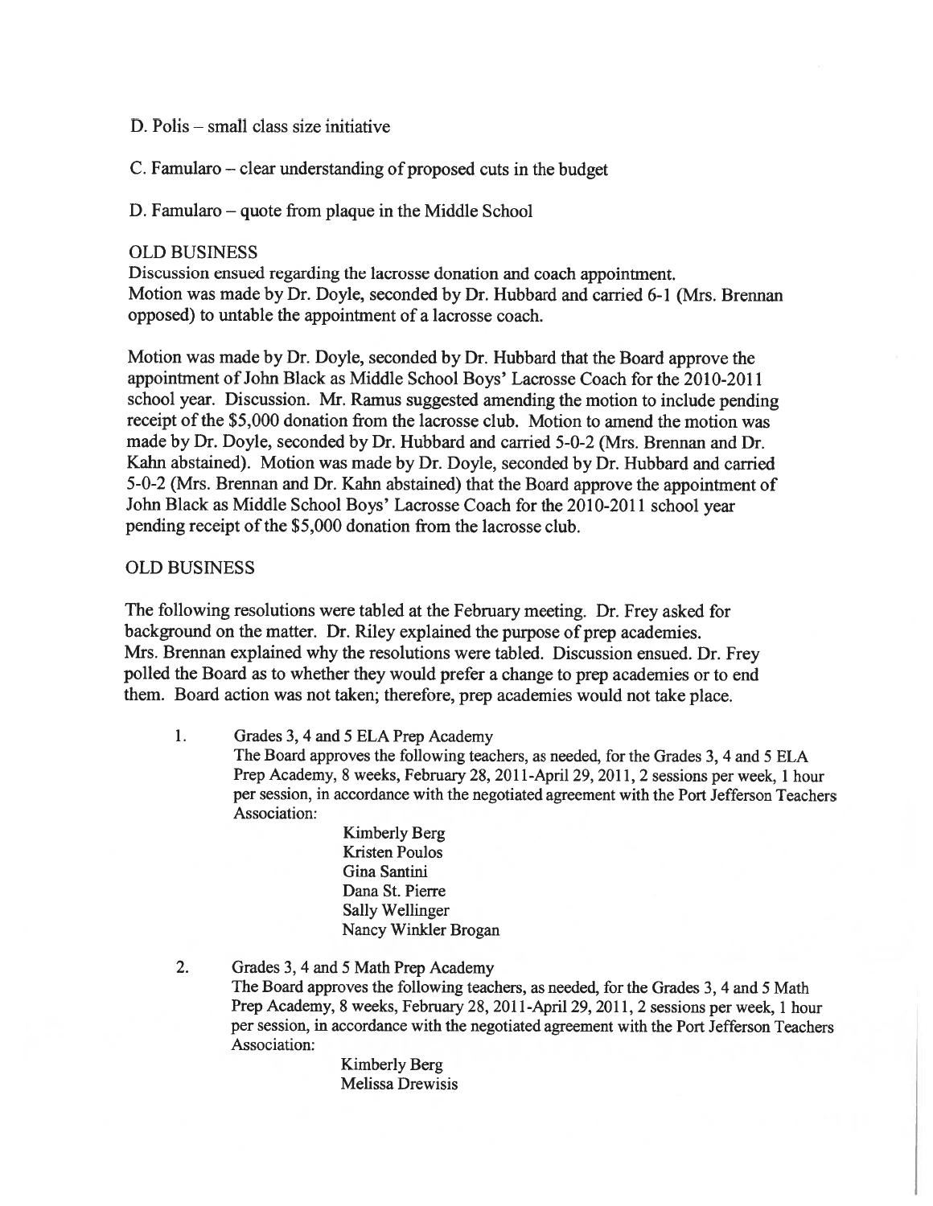D. Polis – small class size initiative

C. Famularo – clear understanding of proposed cuts in the budget

D. Famularo – quote from plaque in the Middle School

## OLD BUSINESS

Discussion ensued regarding the lacrosse donation and coach appointment.
Motion was made by Dr. Doyle, seconded by Dr. Hubbard and carried 6-1 (Mrs. Brennan opposed) to untable the appointment of a lacrosse coach.

Motion was made by Dr. Doyle, seconded by Dr. Hubbard that the Board approve the appointment of John Black as Middle School Boys' Lacrosse Coach for the 2010-2011 school year. Discussion. Mr. Ramus suggested amending the motion to include pending receipt of the $5,000 donation from the lacrosse club. Motion to amend the motion was made by Dr. Doyle, seconded by Dr. Hubbard and carried 5-0-2 (Mrs. Brennan and Dr. Kahn abstained). Motion was made by Dr. Doyle, seconded by Dr. Hubbard and carried 5-0-2 (Mrs. Brennan and Dr. Kahn abstained) that the Board approve the appointment of John Black as Middle School Boys' Lacrosse Coach for the 2010-2011 school year pending receipt of the $5,000 donation from the lacrosse club.

## OLD BUSINESS

The following resolutions were tabled at the February meeting. Dr. Frey asked for background on the matter. Dr. Riley explained the purpose of prep academies. Mrs. Brennan explained why the resolutions were tabled. Discussion ensued. Dr. Frey polled the Board as to whether they would prefer a change to prep academies or to end them. Board action was not taken; therefore, prep academies would not take place.

1. Grades 3, 4 and 5 ELA Prep Academy
   The Board approves the following teachers, as needed, for the Grades 3, 4 and 5 ELA Prep Academy, 8 weeks, February 28, 2011-April 29, 2011, 2 sessions per week, 1 hour per session, in accordance with the negotiated agreement with the Port Jefferson Teachers Association:

   Kimberly Berg
   Kristen Poulos
   Gina Santini
   Dana St. Pierre
   Sally Wellinger
   Nancy Winkler Brogan

2. Grades 3, 4 and 5 Math Prep Academy
   The Board approves the following teachers, as needed, for the Grades 3, 4 and 5 Math Prep Academy, 8 weeks, February 28, 2011-April 29, 2011, 2 sessions per week, 1 hour per session, in accordance with the negotiated agreement with the Port Jefferson Teachers Association:

   Kimberly Berg
   Melissa Drewisis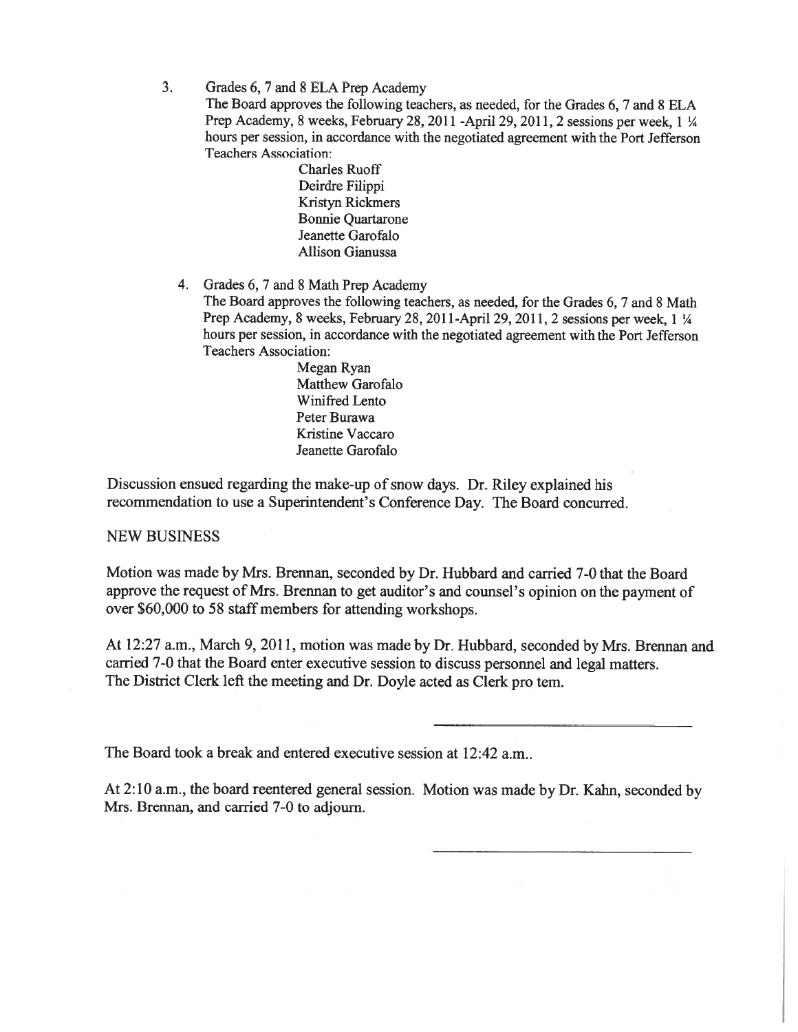3. Grades 6, 7 and 8 ELA Prep Academy

   The Board approves the following teachers, as needed, for the Grades 6, 7 and 8 ELA Prep Academy, 8 weeks, February 28, 2011 -April 29, 2011, 2 sessions per week, 1 ¼ hours per session, in accordance with the negotiated agreement with the Port Jefferson Teachers Association:

   Charles Ruoff
   Deirdre Filippi
   Kristyn Rickmers
   Bonnie Quartarone
   Jeanette Garofalo
   Allison Gianussa

4. Grades 6, 7 and 8 Math Prep Academy

   The Board approves the following teachers, as needed, for the Grades 6, 7 and 8 Math Prep Academy, 8 weeks, February 28, 2011-April 29, 2011, 2 sessions per week, 1 ¼ hours per session, in accordance with the negotiated agreement with the Port Jefferson Teachers Association:

   Megan Ryan
   Matthew Garofalo
   Winifred Lento
   Peter Burawa
   Kristine Vaccaro
   Jeanette Garofalo

Discussion ensued regarding the make-up of snow days. Dr. Riley explained his recommendation to use a Superintendent's Conference Day. The Board concurred.

NEW BUSINESS

Motion was made by Mrs. Brennan, seconded by Dr. Hubbard and carried 7-0 that the Board approve the request of Mrs. Brennan to get auditor's and counsel's opinion on the payment of over $60,000 to 58 staff members for attending workshops.

At 12:27 a.m., March 9, 2011, motion was made by Dr. Hubbard, seconded by Mrs. Brennan and carried 7-0 that the Board enter executive session to discuss personnel and legal matters. The District Clerk left the meeting and Dr. Doyle acted as Clerk pro tem.

The Board took a break and entered executive session at 12:42 a.m..

At 2:10 a.m., the board reentered general session. Motion was made by Dr. Kahn, seconded by Mrs. Brennan, and carried 7-0 to adjourn.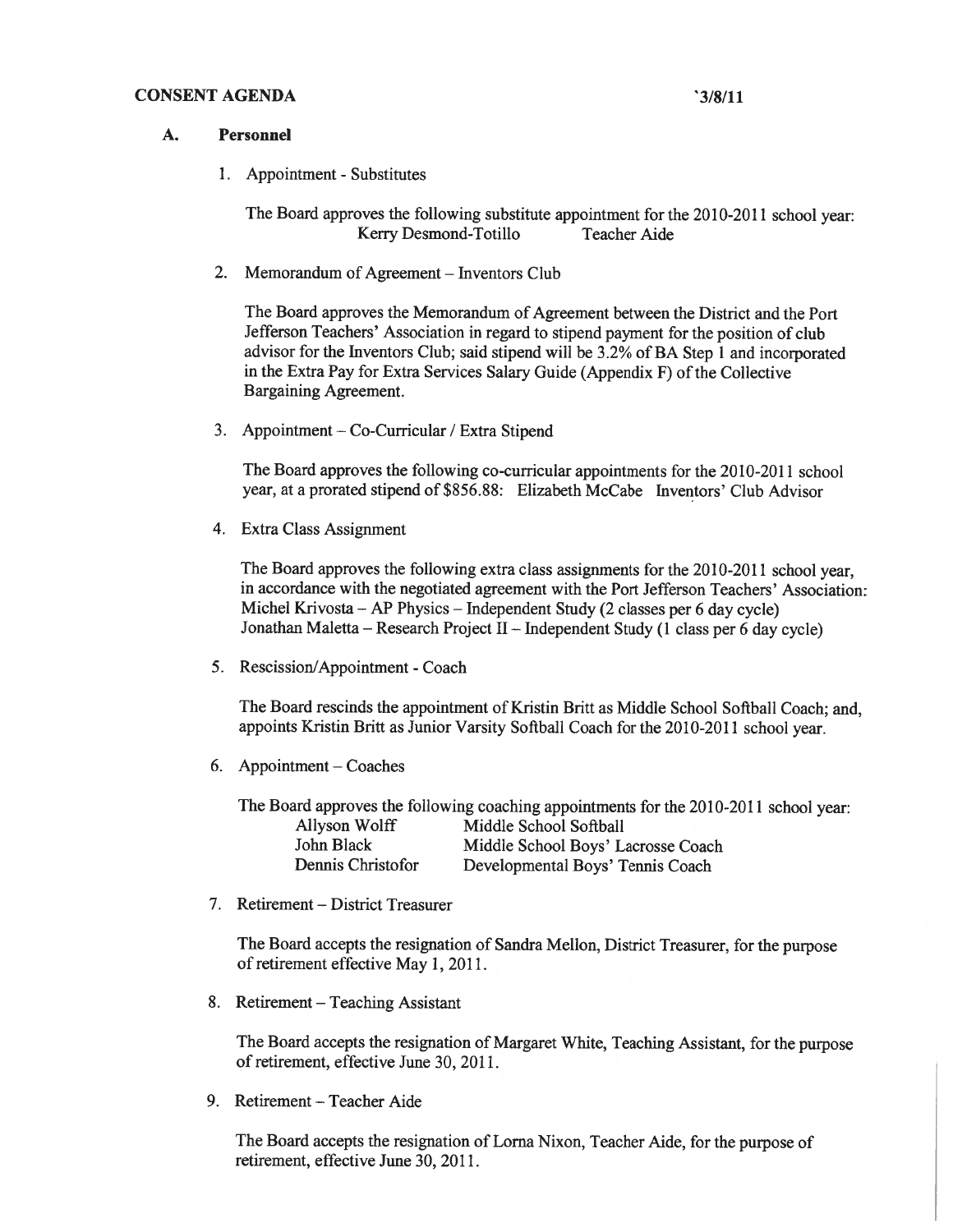**CONSENT AGENDA** `3/8/11

**A. Personnel**

1. Appointment - Substitutes

   The Board approves the following substitute appointment for the 2010-2011 school year:
   Kerry Desmond-Totillo Teacher Aide

2. Memorandum of Agreement – Inventors Club

   The Board approves the Memorandum of Agreement between the District and the Port Jefferson Teachers' Association in regard to stipend payment for the position of club advisor for the Inventors Club; said stipend will be 3.2% of BA Step 1 and incorporated in the Extra Pay for Extra Services Salary Guide (Appendix F) of the Collective Bargaining Agreement.

3. Appointment – Co-Curricular / Extra Stipend

   The Board approves the following co-curricular appointments for the 2010-2011 school year, at a prorated stipend of $856.88: Elizabeth McCabe Inventors' Club Advisor

4. Extra Class Assignment

   The Board approves the following extra class assignments for the 2010-2011 school year, in accordance with the negotiated agreement with the Port Jefferson Teachers' Association:
   Michel Krivosta – AP Physics – Independent Study (2 classes per 6 day cycle)
   Jonathan Maletta – Research Project II – Independent Study (1 class per 6 day cycle)

5. Rescission/Appointment - Coach

   The Board rescinds the appointment of Kristin Britt as Middle School Softball Coach; and, appoints Kristin Britt as Junior Varsity Softball Coach for the 2010-2011 school year.

6. Appointment – Coaches

   The Board approves the following coaching appointments for the 2010-2011 school year:

   | | |
   |---|---|
   | Allyson Wolff | Middle School Softball |
   | John Black | Middle School Boys' Lacrosse Coach |
   | Dennis Christofor | Developmental Boys' Tennis Coach |

7. Retirement – District Treasurer

   The Board accepts the resignation of Sandra Mellon, District Treasurer, for the purpose of retirement effective May 1, 2011.

8. Retirement – Teaching Assistant

   The Board accepts the resignation of Margaret White, Teaching Assistant, for the purpose of retirement, effective June 30, 2011.

9. Retirement – Teacher Aide

   The Board accepts the resignation of Lorna Nixon, Teacher Aide, for the purpose of retirement, effective June 30, 2011.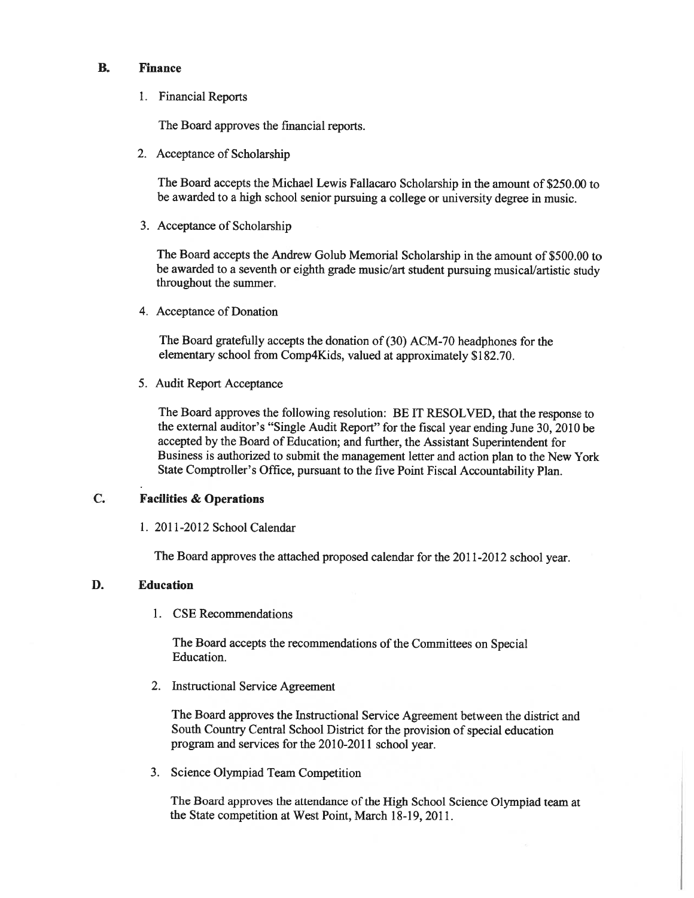## B. Finance

1. Financial Reports

   The Board approves the financial reports.

2. Acceptance of Scholarship

   The Board accepts the Michael Lewis Fallacaro Scholarship in the amount of $250.00 to be awarded to a high school senior pursuing a college or university degree in music.

3. Acceptance of Scholarship

   The Board accepts the Andrew Golub Memorial Scholarship in the amount of $500.00 to be awarded to a seventh or eighth grade music/art student pursuing musical/artistic study throughout the summer.

4. Acceptance of Donation

   The Board gratefully accepts the donation of (30) ACM-70 headphones for the elementary school from Comp4Kids, valued at approximately $182.70.

5. Audit Report Acceptance

   The Board approves the following resolution: BE IT RESOLVED, that the response to the external auditor's "Single Audit Report" for the fiscal year ending June 30, 2010 be accepted by the Board of Education; and further, the Assistant Superintendent for Business is authorized to submit the management letter and action plan to the New York State Comptroller's Office, pursuant to the five Point Fiscal Accountability Plan.

## C. Facilities & Operations

1. 2011-2012 School Calendar

   The Board approves the attached proposed calendar for the 2011-2012 school year.

## D. Education

1. CSE Recommendations

   The Board accepts the recommendations of the Committees on Special Education.

2. Instructional Service Agreement

   The Board approves the Instructional Service Agreement between the district and South Country Central School District for the provision of special education program and services for the 2010-2011 school year.

3. Science Olympiad Team Competition

   The Board approves the attendance of the High School Science Olympiad team at the State competition at West Point, March 18-19, 2011.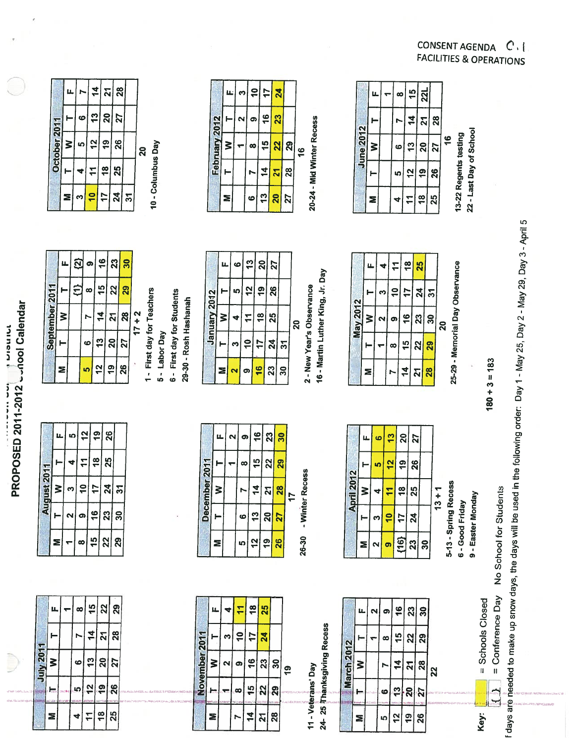CONSENT AGENDA C.1
FACILITIES & OPERATIONS

# PROPOSED 2011-2012 School Calendar

### July 2011

| M | T | W | T | F |
|---|---|---|---|---|
| | | | | 1 |
| 4 | 5 | 6 | 7 | 8 |
| 11 | 12 | 13 | 14 | 15 |
| 18 | 19 | 20 | 21 | 22 |
| 25 | 26 | 27 | 28 | 29 |

### August 2011

| M | T | W | T | F |
|---|---|---|---|---|
| 1 | 2 | 3 | 4 | 5 |
| 8 | 9 | 10 | 11 | 12 |
| 15 | 16 | 17 | 18 | 19 |
| 22 | 23 | 24 | 25 | 26 |
| 29 | 30 | 31 | | |

### September 2011

| M | T | W | T | F |
|---|---|---|---|---|
| | | | {1} | {2} |
| 5 | 6 | 7 | 8 | 9 |
| 12 | 13 | 14 | 15 | 16 |
| 19 | 20 | 21 | 22 | 23 |
| 26 | 27 | 28 | 29 | 30 |

17 + 2

1 - First day for Teachers
5 - Labor Day
6 - First day for Students
29-30 - Rosh Hashanah

### October 2011

| M | T | W | T | F |
|---|---|---|---|---|
| 3 | 4 | 5 | 6 | 7 |
| 10 | 11 | 12 | 13 | 14 |
| 17 | 18 | 19 | 20 | 21 |
| 24 | 25 | 26 | 27 | 28 |
| 31 | | | | |

20

10 - Columbus Day

### November 2011

| M | T | W | T | F |
|---|---|---|---|---|
| | 1 | 2 | 3 | 4 |
| 7 | 8 | 9 | 10 | 11 |
| 14 | 15 | 16 | 17 | 18 |
| 21 | 22 | 23 | 24 | 25 |
| 28 | 29 | 30 | | |

19

11 - Veterans' Day
24- 25 Thanksgiving Recess

### December 2011

| M | T | W | T | F |
|---|---|---|---|---|
| | | | 1 | 2 |
| 5 | 6 | 7 | 8 | 9 |
| 12 | 13 | 14 | 15 | 16 |
| 19 | 20 | 21 | 22 | 23 |
| 26 | 27 | 28 | 29 | 30 |

17

26-30 - Winter Recess

### January 2012

| M | T | W | T | F |
|---|---|---|---|---|
| 2 | 3 | 4 | 5 | 6 |
| 9 | 10 | 11 | 12 | 13 |
| 16 | 17 | 18 | 19 | 20 |
| 23 | 24 | 25 | 26 | 27 |
| 30 | 31 | | | |

20

2 - New Year's Observance
16 - Martin Luther King, Jr. Day

### February 2012

| M | T | W | T | F |
|---|---|---|---|---|
| | | 1 | 2 | 3 |
| 6 | 7 | 8 | 9 | 10 |
| 13 | 14 | 15 | 16 | 17 |
| 20 | 21 | 22 | 23 | 24 |
| 27 | 28 | 29 | | |

16

20-24 - Mid Winter Recess

### March 2012

| M | T | W | T | F |
|---|---|---|---|---|
| | | | 1 | 2 |
| 5 | 6 | 7 | 8 | 9 |
| 12 | 13 | 14 | 15 | 16 |
| 19 | 20 | 21 | 22 | 23 |
| 26 | 27 | 28 | 29 | 30 |

22

### April 2012

| M | T | W | T | F |
|---|---|---|---|---|
| 2 | 3 | 4 | 5 | 6 |
| 9 | 10 | 11 | 12 | 13 |
| {16} | 17 | 18 | 19 | 20 |
| 23 | 24 | 25 | 26 | 27 |
| 30 | | | | |

13 + 1

5-13 - Spring Recess
6 - Good Friday
9 - Easter Monday

### May 2012

| M | T | W | T | F |
|---|---|---|---|---|
| | 1 | 2 | 3 | 4 |
| 7 | 8 | 9 | 10 | 11 |
| 14 | 15 | 16 | 17 | 18 |
| 21 | 22 | 23 | 24 | 25 |
| 28 | 29 | 30 | 31 | |

20

25-29 - Memorial Day Observance

### June 2012

| M | T | W | T | F |
|---|---|---|---|---|
| | | | | 1 |
| 4 | 5 | 6 | 7 | 8 |
| 11 | 12 | 13 | 14 | 15 |
| 18 | 19 | 20 | 21 | 22L |
| 25 | 26 | 27 | 28 | |

16

13-22 Regents testing
22 - Last Day of School

180 + 3 = 183

Key: (yellow) = Schools Closed    No School for Students
{ } = Conference Day

If days are needed to make up snow days, the days will be used in the following order: Day 1 - May 25, Day 2 - May 29, Day 3 - April 5